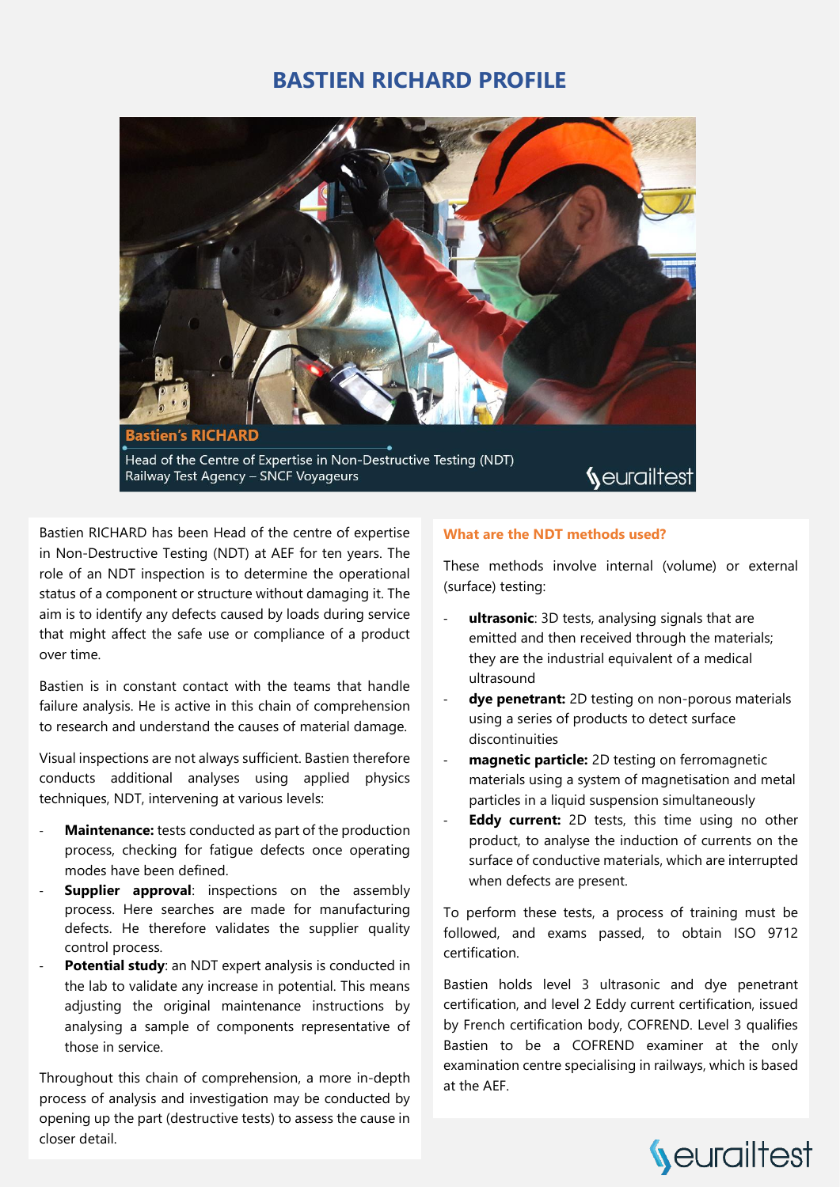# BASTIEN RICHARD PROFILE

**Bastien's RICHARD**

Head of the Centre of Expertise in Non-Destructive Testing (NDT)
Railway Test Agency – SNCF Voyageurs

Bastien RICHARD has been Head of the centre of expertise in Non-Destructive Testing (NDT) at AEF for ten years. The role of an NDT inspection is to determine the operational status of a component or structure without damaging it. The aim is to identify any defects caused by loads during service that might affect the safe use or compliance of a product over time.

Bastien is in constant contact with the teams that handle failure analysis. He is active in this chain of comprehension to research and understand the causes of material damage.

Visual inspections are not always sufficient. Bastien therefore conducts additional analyses using applied physics techniques, NDT, intervening at various levels:

- **Maintenance:** tests conducted as part of the production process, checking for fatigue defects once operating modes have been defined.
- **Supplier approval**: inspections on the assembly process. Here searches are made for manufacturing defects. He therefore validates the supplier quality control process.
- **Potential study**: an NDT expert analysis is conducted in the lab to validate any increase in potential. This means adjusting the original maintenance instructions by analysing a sample of components representative of those in service.

Throughout this chain of comprehension, a more in-depth process of analysis and investigation may be conducted by opening up the part (destructive tests) to assess the cause in closer detail.

### What are the NDT methods used?

These methods involve internal (volume) or external (surface) testing:

- **ultrasonic**: 3D tests, analysing signals that are emitted and then received through the materials; they are the industrial equivalent of a medical ultrasound
- **dye penetrant:** 2D testing on non-porous materials using a series of products to detect surface discontinuities
- **magnetic particle:** 2D testing on ferromagnetic materials using a system of magnetisation and metal particles in a liquid suspension simultaneously
- **Eddy current:** 2D tests, this time using no other product, to analyse the induction of currents on the surface of conductive materials, which are interrupted when defects are present.

To perform these tests, a process of training must be followed, and exams passed, to obtain ISO 9712 certification.

Bastien holds level 3 ultrasonic and dye penetrant certification, and level 2 Eddy current certification, issued by French certification body, COFREND. Level 3 qualifies Bastien to be a COFREND examiner at the only examination centre specialising in railways, which is based at the AEF.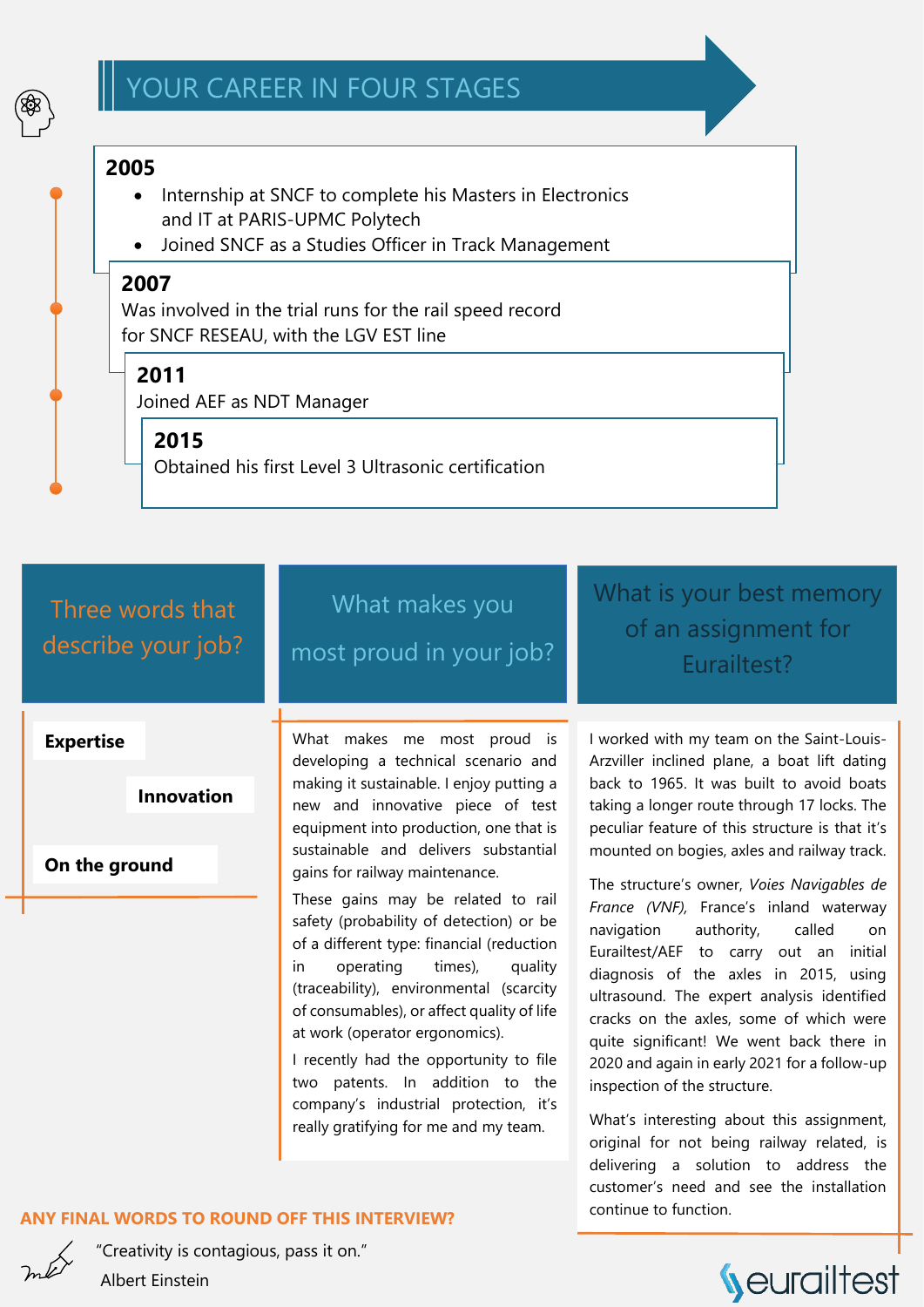# YOUR CAREER IN FOUR STAGES

**2005**

- Internship at SNCF to complete his Masters in Electronics and IT at PARIS-UPMC Polytech
- Joined SNCF as a Studies Officer in Track Management

**2007**

Was involved in the trial runs for the rail speed record for SNCF RESEAU, with the LGV EST line

**2011**

Joined AEF as NDT Manager

**2015**

Obtained his first Level 3 Ultrasonic certification

## Three words that describe your job?

**Expertise**

**Innovation**

**On the ground**

## What makes you most proud in your job?

What makes me most proud is developing a technical scenario and making it sustainable. I enjoy putting a new and innovative piece of test equipment into production, one that is sustainable and delivers substantial gains for railway maintenance.

These gains may be related to rail safety (probability of detection) or be of a different type: financial (reduction in operating times), quality (traceability), environmental (scarcity of consumables), or affect quality of life at work (operator ergonomics).

I recently had the opportunity to file two patents. In addition to the company's industrial protection, it's really gratifying for me and my team.

## What is your best memory of an assignment for Eurailtest?

I worked with my team on the Saint-Louis-Arzviller inclined plane, a boat lift dating back to 1965. It was built to avoid boats taking a longer route through 17 locks. The peculiar feature of this structure is that it's mounted on bogies, axles and railway track.

The structure's owner, *Voies Navigables de France (VNF),* France's inland waterway navigation authority, called on Eurailtest/AEF to carry out an initial diagnosis of the axles in 2015, using ultrasound. The expert analysis identified cracks on the axles, some of which were quite significant! We went back there in 2020 and again in early 2021 for a follow-up inspection of the structure.

What's interesting about this assignment, original for not being railway related, is delivering a solution to address the customer's need and see the installation continue to function.

## ANY FINAL WORDS TO ROUND OFF THIS INTERVIEW?

"Creativity is contagious, pass it on."
Albert Einstein

eurailtest